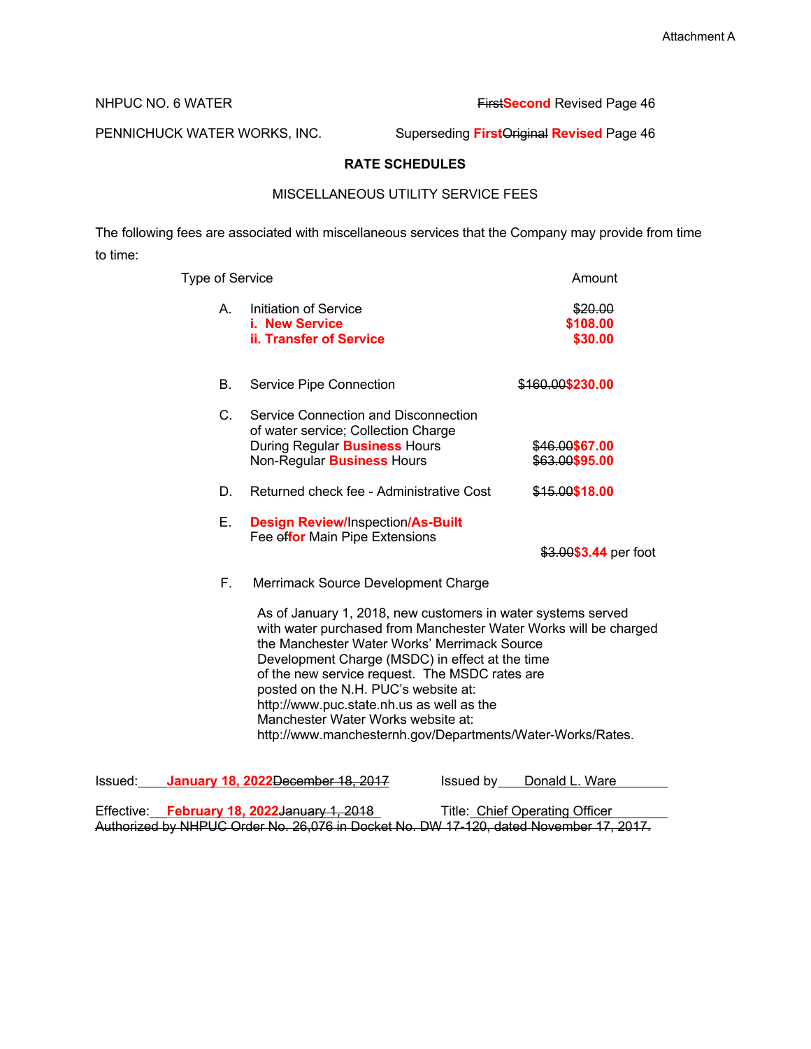Attachment A

NHPUC NO. 6 WATER ~~First~~**Second** Revised Page 46

PENNICHUCK WATER WORKS, INC. Superseding **First**~~Original~~ **Revised** Page 46

**RATE SCHEDULES**

MISCELLANEOUS UTILITY SERVICE FEES

The following fees are associated with miscellaneous services that the Company may provide from time to time:

| | Type of Service | Amount |
|---|---|---|
| A. | Initiation of Service | ~~$20.00~~ |
| | **i. New Service** | **$108.00** |
| | **ii. Transfer of Service** | **$30.00** |
| B. | Service Pipe Connection | ~~$160.00~~**$230.00** |
| C. | Service Connection and Disconnection of water service; Collection Charge | |
| | During Regular **Business** Hours | ~~$46.00~~**$67.00** |
| | Non-Regular **Business** Hours | ~~$63.00~~**$95.00** |
| D. | Returned check fee - Administrative Cost | ~~$15.00~~**$18.00** |
| E. | **Design Review/**Inspection**/As-Built** Fee ~~of~~**for** Main Pipe Extensions | ~~$3.00~~**$3.44** per foot |

F. Merrimack Source Development Charge

As of January 1, 2018, new customers in water systems served with water purchased from Manchester Water Works will be charged the Manchester Water Works' Merrimack Source Development Charge (MSDC) in effect at the time of the new service request. The MSDC rates are posted on the N.H. PUC's website at: http://www.puc.state.nh.us as well as the Manchester Water Works website at: http://www.manchesternh.gov/Departments/Water-Works/Rates.

Issued: **January 18, 2022**~~December 18, 2017~~ Issued by Donald L. Ware

Effective: **February 18, 2022**~~January 1, 2018~~ Title: Chief Operating Officer

~~Authorized by NHPUC Order No. 26,076 in Docket No. DW 17-120, dated November 17, 2017.~~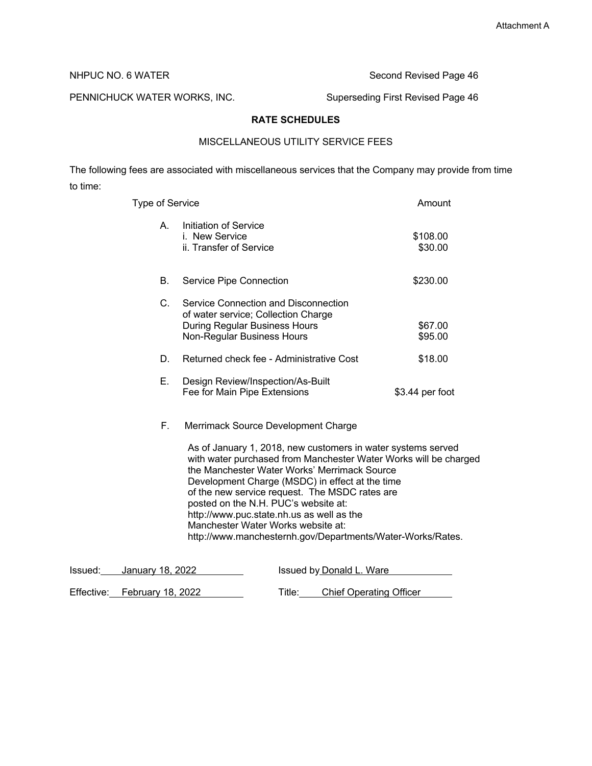Attachment A

NHPUC NO. 6 WATER — Second Revised Page 46

PENNICHUCK WATER WORKS, INC. — Superseding First Revised Page 46

## RATE SCHEDULES

### MISCELLANEOUS UTILITY SERVICE FEES

The following fees are associated with miscellaneous services that the Company may provide from time to time:

| | Type of Service | Amount |
|---|---|---|
| A. | Initiation of Service | |
| | i. New Service | $108.00 |
| | ii. Transfer of Service | $30.00 |
| B. | Service Pipe Connection | $230.00 |
| C. | Service Connection and Disconnection of water service; Collection Charge | |
| | During Regular Business Hours | $67.00 |
| | Non-Regular Business Hours | $95.00 |
| D. | Returned check fee - Administrative Cost | $18.00 |
| E. | Design Review/Inspection/As-Built Fee for Main Pipe Extensions | $3.44 per foot |

F. Merrimack Source Development Charge

As of January 1, 2018, new customers in water systems served with water purchased from Manchester Water Works will be charged the Manchester Water Works' Merrimack Source Development Charge (MSDC) in effect at the time of the new service request. The MSDC rates are posted on the N.H. PUC's website at: http://www.puc.state.nh.us as well as the Manchester Water Works website at: http://www.manchesternh.gov/Departments/Water-Works/Rates.

Issued: January 18, 2022 — Issued by Donald L. Ware

Effective: February 18, 2022 — Title: Chief Operating Officer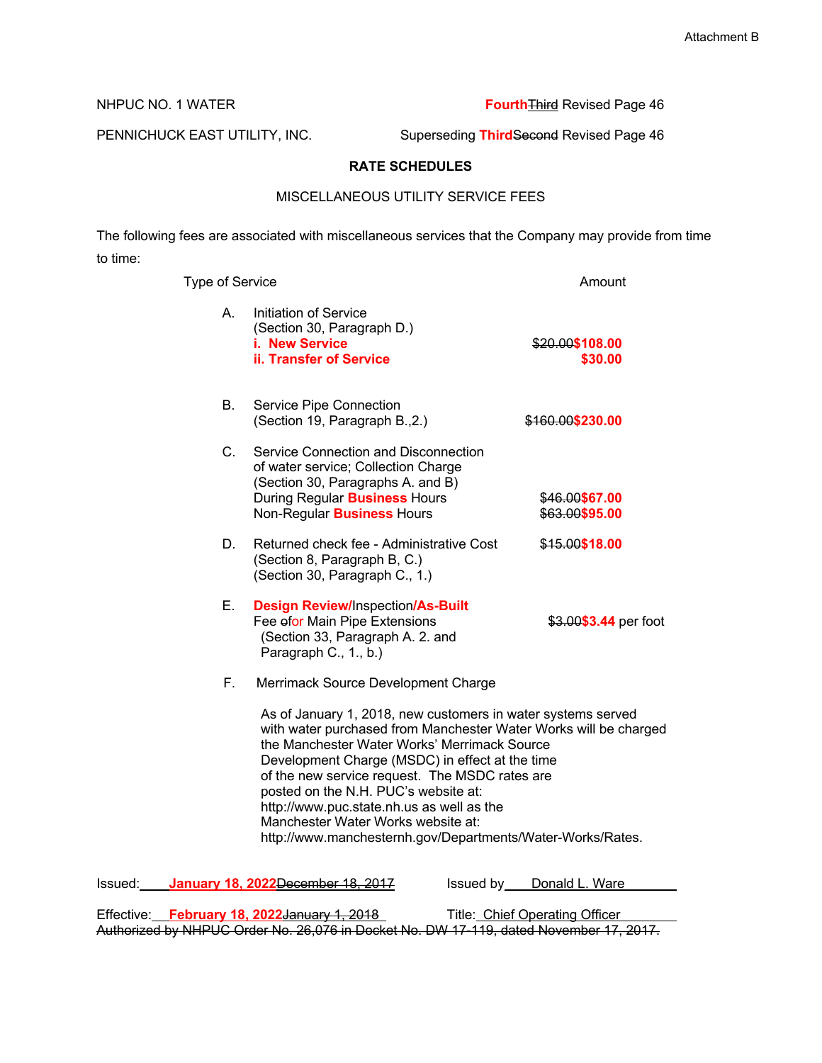Attachment B

NHPUC NO. 1 WATER — **Fourth**~~Third~~ Revised Page 46

PENNICHUCK EAST UTILITY, INC. — Superseding **Third**~~Second~~ Revised Page 46

## RATE SCHEDULES

### MISCELLANEOUS UTILITY SERVICE FEES

The following fees are associated with miscellaneous services that the Company may provide from time to time:

| | Type of Service | Amount |
|---|---|---|
| A. | Initiation of Service<br>(Section 30, Paragraph D.)<br>**i. New Service**<br>**ii. Transfer of Service** | <br><br>~~$20.00~~**$108.00**<br>**$30.00** |
| B. | Service Pipe Connection<br>(Section 19, Paragraph B.,2.) | ~~$160.00~~**$230.00** |
| C. | Service Connection and Disconnection of water service; Collection Charge<br>(Section 30, Paragraphs A. and B)<br>During Regular **Business** Hours<br>Non-Regular **Business** Hours | <br><br><br>~~$46.00~~**$67.00**<br>~~$63.00~~**$95.00** |
| D. | Returned check fee - Administrative Cost<br>(Section 8, Paragraph B, C.)<br>(Section 30, Paragraph C., 1.) | ~~$15.00~~**$18.00** |
| E. | **Design Review/**Inspection**/As-Built** Fee ~~of~~**or** Main Pipe Extensions<br>(Section 33, Paragraph A. 2. and Paragraph C., 1., b.) | ~~$3.00~~**$3.44** per foot |
| F. | Merrimack Source Development Charge | |

As of January 1, 2018, new customers in water systems served with water purchased from Manchester Water Works will be charged the Manchester Water Works' Merrimack Source Development Charge (MSDC) in effect at the time of the new service request. The MSDC rates are posted on the N.H. PUC's website at: http://www.puc.state.nh.us as well as the Manchester Water Works website at: http://www.manchesternh.gov/Departments/Water-Works/Rates.

Issued: **January 18, 2022**~~December 18, 2017~~ — Issued by Donald L. Ware

Effective: **February 18, 2022**~~January 1, 2018~~ — Title: Chief Operating Officer

~~Authorized by NHPUC Order No. 26,076 in Docket No. DW 17-119, dated November 17, 2017.~~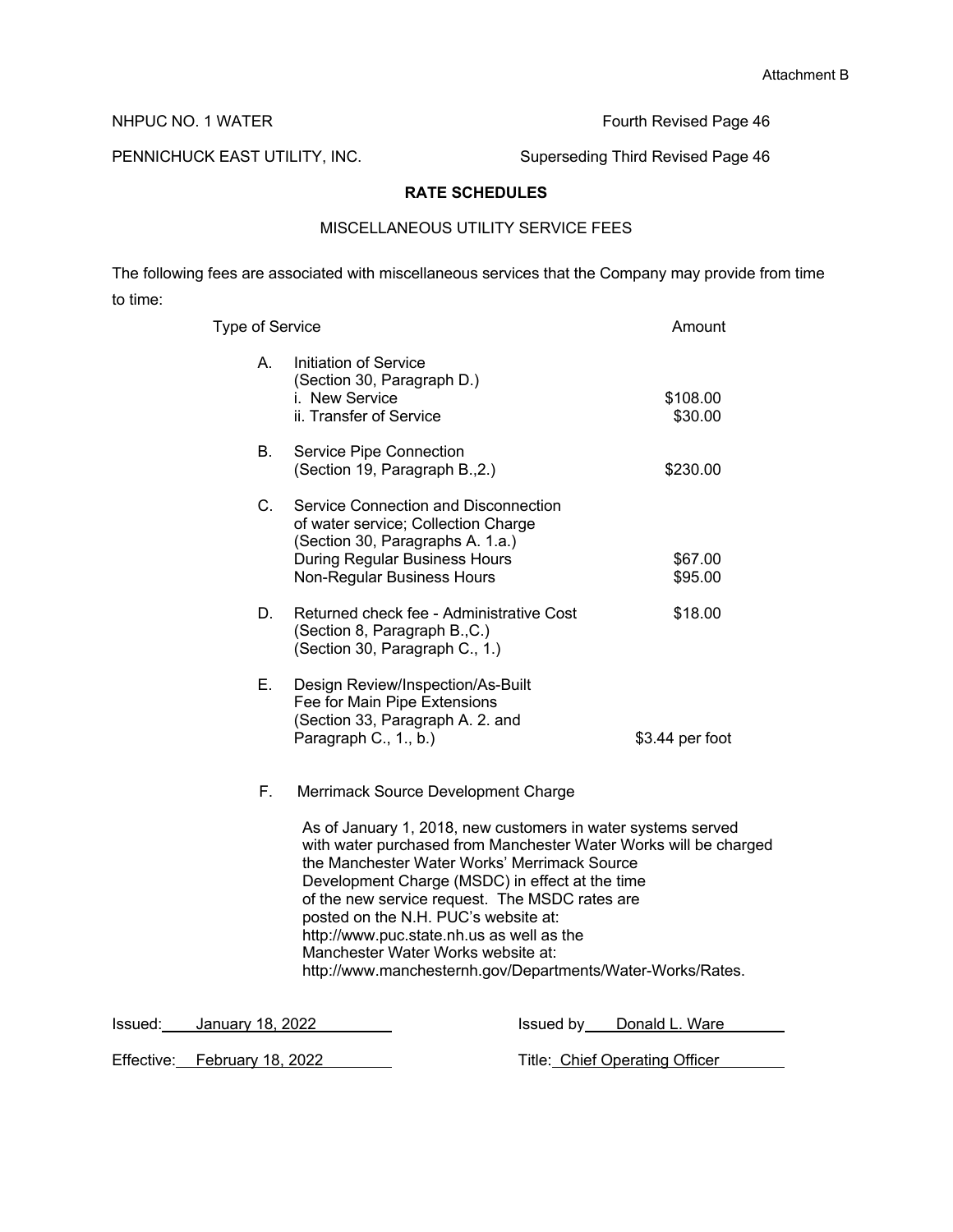Attachment B

NHPUC NO. 1 WATER — Fourth Revised Page 46

PENNICHUCK EAST UTILITY, INC. — Superseding Third Revised Page 46

## RATE SCHEDULES

### MISCELLANEOUS UTILITY SERVICE FEES

The following fees are associated with miscellaneous services that the Company may provide from time to time:

| | Type of Service | Amount |
|---|---|---|
| A. | Initiation of Service (Section 30, Paragraph D.) | |
| | i. New Service | $108.00 |
| | ii. Transfer of Service | $30.00 |
| B. | Service Pipe Connection (Section 19, Paragraph B.,2.) | $230.00 |
| C. | Service Connection and Disconnection of water service; Collection Charge (Section 30, Paragraphs A. 1.a.) | |
| | During Regular Business Hours | $67.00 |
| | Non-Regular Business Hours | $95.00 |
| D. | Returned check fee - Administrative Cost (Section 8, Paragraph B.,C.) (Section 30, Paragraph C., 1.) | $18.00 |
| E. | Design Review/Inspection/As-Built Fee for Main Pipe Extensions (Section 33, Paragraph A. 2. and Paragraph C., 1., b.) | $3.44 per foot |

F. Merrimack Source Development Charge

As of January 1, 2018, new customers in water systems served with water purchased from Manchester Water Works will be charged the Manchester Water Works' Merrimack Source Development Charge (MSDC) in effect at the time of the new service request. The MSDC rates are posted on the N.H. PUC's website at: http://www.puc.state.nh.us as well as the Manchester Water Works website at: http://www.manchesternh.gov/Departments/Water-Works/Rates.

Issued: January 18, 2022 — Issued by Donald L. Ware

Effective: February 18, 2022 — Title: Chief Operating Officer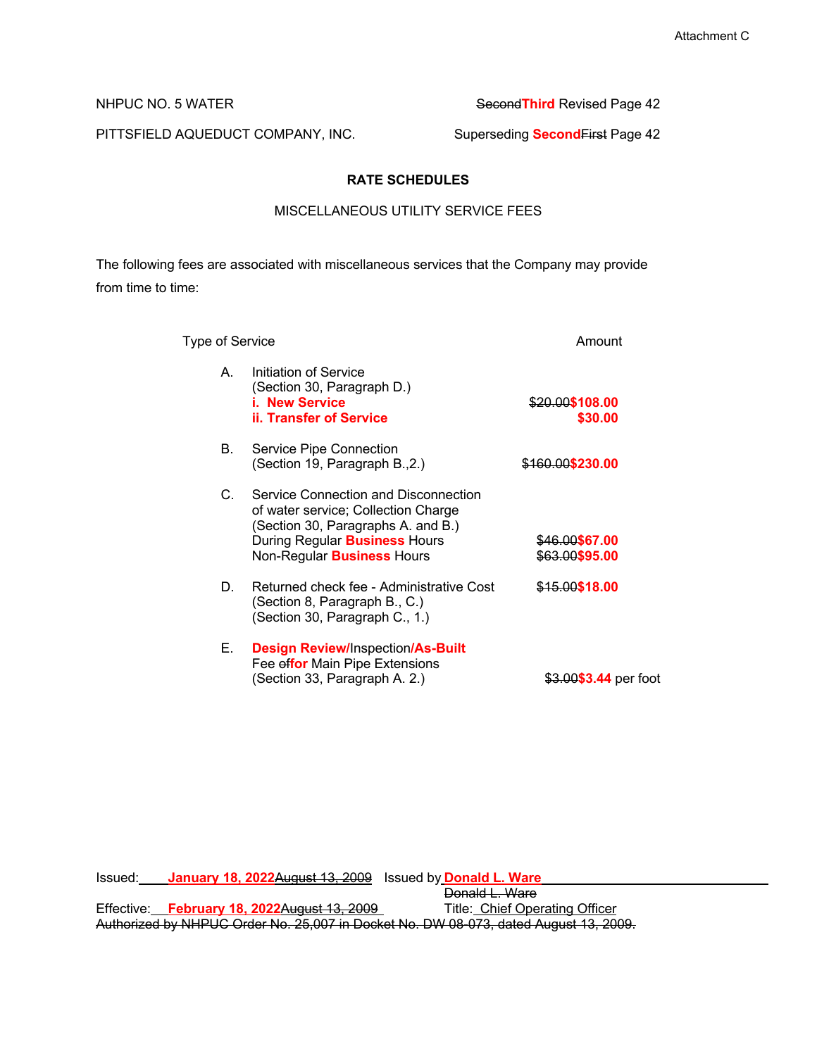Attachment C

NHPUC NO. 5 WATER ~~Second~~**Third** Revised Page 42

PITTSFIELD AQUEDUCT COMPANY, INC. Superseding **Second**~~First~~ Page 42

**RATE SCHEDULES**

MISCELLANEOUS UTILITY SERVICE FEES

The following fees are associated with miscellaneous services that the Company may provide from time to time:

| | Type of Service | Amount |
|---|---|---|
| A. | Initiation of Service<br>(Section 30, Paragraph D.)<br>**i. New Service**<br>**ii. Transfer of Service** | <br><br>~~$20.00~~**$108.00**<br>**$30.00** |
| B. | Service Pipe Connection<br>(Section 19, Paragraph B.,2.) | ~~$160.00~~**$230.00** |
| C. | Service Connection and Disconnection of water service; Collection Charge<br>(Section 30, Paragraphs A. and B.)<br>During Regular **Business** Hours<br>Non-Regular **Business** Hours | <br><br><br>~~$46.00~~**$67.00**<br>~~$63.00~~**$95.00** |
| D. | Returned check fee - Administrative Cost<br>(Section 8, Paragraph B., C.)<br>(Section 30, Paragraph C., 1.) | ~~$15.00~~**$18.00** |
| E. | **Design Review/**Inspection**/As-Built** Fee ~~of~~**for** Main Pipe Extensions<br>(Section 33, Paragraph A. 2.) | ~~$3.00~~**$3.44** per foot |

Issued: **January 18, 2022**~~August 13, 2009~~ Issued by **Donald L. Ware** ~~Donald L. Ware~~

Effective: **February 18, 2022**~~August 13, 2009~~ Title: Chief Operating Officer

~~Authorized by NHPUC Order No. 25,007 in Docket No. DW 08-073, dated August 13, 2009.~~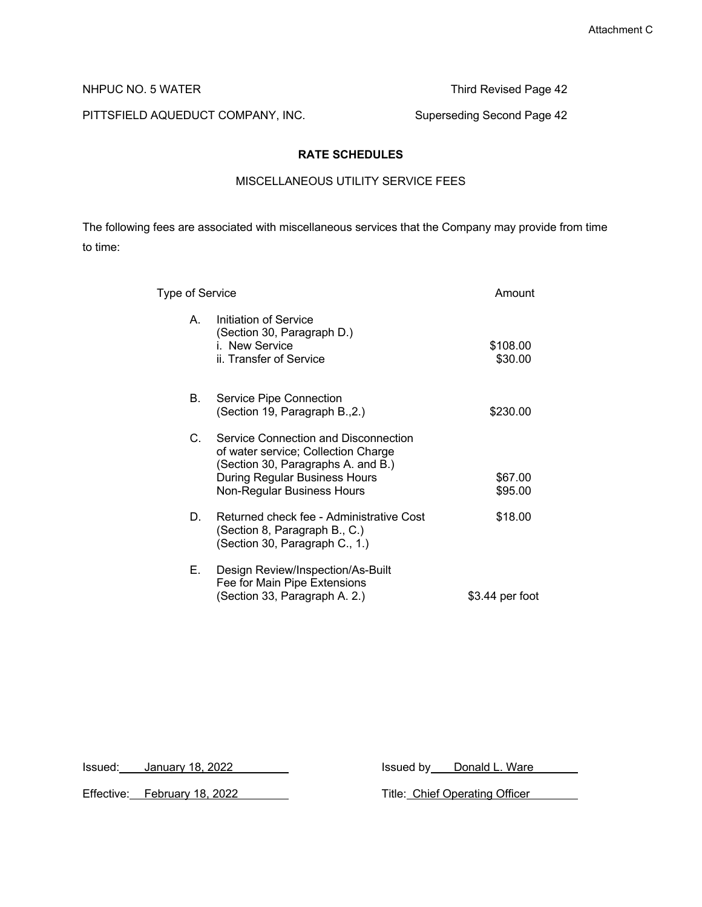Attachment C

NHPUC NO. 5 WATER | Third Revised Page 42

PITTSFIELD AQUEDUCT COMPANY, INC. | Superseding Second Page 42

## RATE SCHEDULES

### MISCELLANEOUS UTILITY SERVICE FEES

The following fees are associated with miscellaneous services that the Company may provide from time to time:

| | Type of Service | Amount |
|---|---|---|
| A. | Initiation of Service<br>(Section 30, Paragraph D.)<br>i. New Service<br>ii. Transfer of Service | <br><br>$108.00<br>$30.00 |
| B. | Service Pipe Connection<br>(Section 19, Paragraph B.,2.) | <br>$230.00 |
| C. | Service Connection and Disconnection of water service; Collection Charge<br>(Section 30, Paragraphs A. and B.)<br>During Regular Business Hours<br>Non-Regular Business Hours | <br><br>$67.00<br>$95.00 |
| D. | Returned check fee - Administrative Cost<br>(Section 8, Paragraph B., C.)<br>(Section 30, Paragraph C., 1.) | $18.00 |
| E. | Design Review/Inspection/As-Built Fee for Main Pipe Extensions<br>(Section 33, Paragraph A. 2.) | <br>$3.44 per foot |

Issued: January 18, 2022 | Issued by Donald L. Ware

Effective: February 18, 2022 | Title: Chief Operating Officer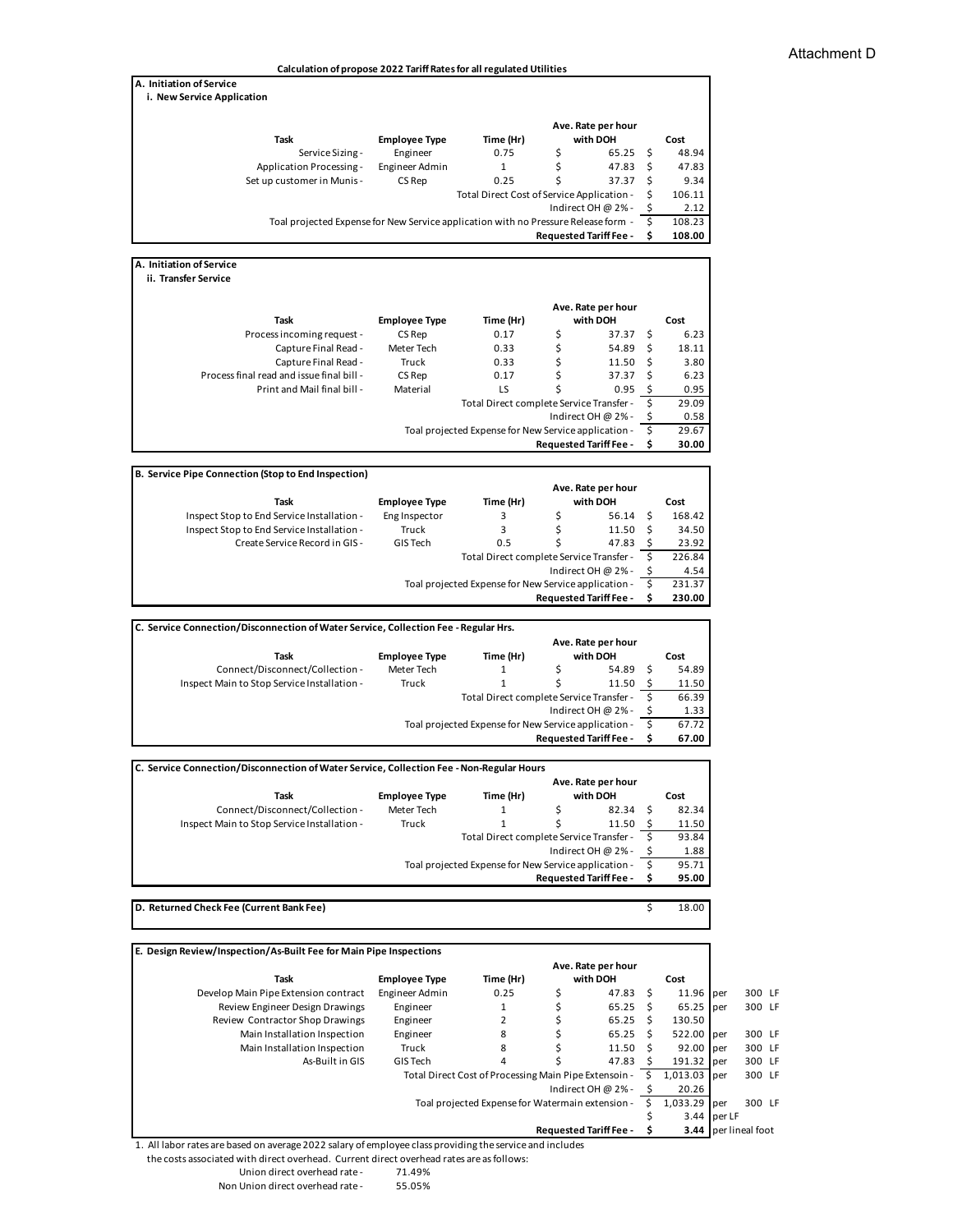Attachment D

**Calculation of propose 2022 Tariff Rates for all regulated Utilities**

**A. Initiation of Service**
**i. New Service Application**

| Task | Employee Type | Time (Hr) | Ave. Rate per hour with DOH | Cost |
|---|---|---|---|---|
| Service Sizing - | Engineer | 0.75 | $ 65.25 | $ 48.94 |
| Application Processing - | Engineer Admin | 1 | $ 47.83 | $ 47.83 |
| Set up customer in Munis - | CS Rep | 0.25 | $ 37.37 | $ 9.34 |
| | | Total Direct Cost of Service Application - | | $ 106.11 |
| | | | Indirect OH @ 2% - | $ 2.12 |
| Toal projected Expense for New Service application with no Pressure Release form - | | | | $ 108.23 |
| | | | **Requested Tariff Fee -** | **$ 108.00** |

**A. Initiation of Service**
**ii. Transfer Service**

| Task | Employee Type | Time (Hr) | Ave. Rate per hour with DOH | Cost |
|---|---|---|---|---|
| Process incoming request - | CS Rep | 0.17 | $ 37.37 | $ 6.23 |
| Capture Final Read - | Meter Tech | 0.33 | $ 54.89 | $ 18.11 |
| Capture Final Read - | Truck | 0.33 | $ 11.50 | $ 3.80 |
| Process final read and issue final bill - | CS Rep | 0.17 | $ 37.37 | $ 6.23 |
| Print and Mail final bill - | Material | LS | $ 0.95 | $ 0.95 |
| | | Total Direct complete Service Transfer - | | $ 29.09 |
| | | | Indirect OH @ 2% - | $ 0.58 |
| | | Toal projected Expense for New Service application - | | $ 29.67 |
| | | | **Requested Tariff Fee -** | **$ 30.00** |

**B. Service Pipe Connection (Stop to End Inspection)**

| Task | Employee Type | Time (Hr) | Ave. Rate per hour with DOH | Cost |
|---|---|---|---|---|
| Inspect Stop to End Service Installation - | Eng Inspector | 3 | $ 56.14 | $ 168.42 |
| Inspect Stop to End Service Installation - | Truck | 3 | $ 11.50 | $ 34.50 |
| Create Service Record in GIS - | GIS Tech | 0.5 | $ 47.83 | $ 23.92 |
| | | Total Direct complete Service Transfer - | | $ 226.84 |
| | | | Indirect OH @ 2% - | $ 4.54 |
| | | Toal projected Expense for New Service application - | | $ 231.37 |
| | | | **Requested Tariff Fee -** | **$ 230.00** |

**C. Service Connection/Disconnection of Water Service, Collection Fee - Regular Hrs.**

| Task | Employee Type | Time (Hr) | Ave. Rate per hour with DOH | Cost |
|---|---|---|---|---|
| Connect/Disconnect/Collection - | Meter Tech | 1 | $ 54.89 | $ 54.89 |
| Inspect Main to Stop Service Installation - | Truck | 1 | $ 11.50 | $ 11.50 |
| | | Total Direct complete Service Transfer - | | $ 66.39 |
| | | | Indirect OH @ 2% - | $ 1.33 |
| | | Toal projected Expense for New Service application - | | $ 67.72 |
| | | | **Requested Tariff Fee -** | **$ 67.00** |

**C. Service Connection/Disconnection of Water Service, Collection Fee - Non-Regular Hours**

| Task | Employee Type | Time (Hr) | Ave. Rate per hour with DOH | Cost |
|---|---|---|---|---|
| Connect/Disconnect/Collection - | Meter Tech | 1 | $ 82.34 | $ 82.34 |
| Inspect Main to Stop Service Installation - | Truck | 1 | $ 11.50 | $ 11.50 |
| | | Total Direct complete Service Transfer - | | $ 93.84 |
| | | | Indirect OH @ 2% - | $ 1.88 |
| | | Toal projected Expense for New Service application - | | $ 95.71 |
| | | | **Requested Tariff Fee -** | **$ 95.00** |

**D. Returned Check Fee (Current Bank Fee)** $ 18.00

**E. Design Review/Inspection/As-Built Fee for Main Pipe Inspections**

| Task | Employee Type | Time (Hr) | Ave. Rate per hour with DOH | Cost | | |
|---|---|---|---|---|---|---|
| Develop Main Pipe Extension contract | Engineer Admin | 0.25 | $ 47.83 | $ 11.96 | per | 300 LF |
| Review Engineer Design Drawings | Engineer | 1 | $ 65.25 | $ 65.25 | per | 300 LF |
| Review Contractor Shop Drawings | Engineer | 2 | $ 65.25 | $ 130.50 | | |
| Main Installation Inspection | Engineer | 8 | $ 65.25 | $ 522.00 | per | 300 LF |
| Main Installation Inspection | Truck | 8 | $ 11.50 | $ 92.00 | per | 300 LF |
| As-Built in GIS | GIS Tech | 4 | $ 47.83 | $ 191.32 | per | 300 LF |
| | | Total Direct Cost of Processing Main Pipe Extensoin - | | $ 1,013.03 | per | 300 LF |
| | | | Indirect OH @ 2% - | $ 20.26 | | |
| | | Toal projected Expense for Watermain extension - | | $ 1,033.29 | per | 300 LF |
| | | | | $ 3.44 | per LF | |
| | | | **Requested Tariff Fee -** | **$ 3.44** | per lineal foot | |

1. All labor rates are based on average 2022 salary of employee class providing the service and includes the costs associated with direct overhead. Current direct overhead rates are as follows:

| | |
|---|---|
| Union direct overhead rate - | 71.49% |
| Non Union direct overhead rate - | 55.05% |